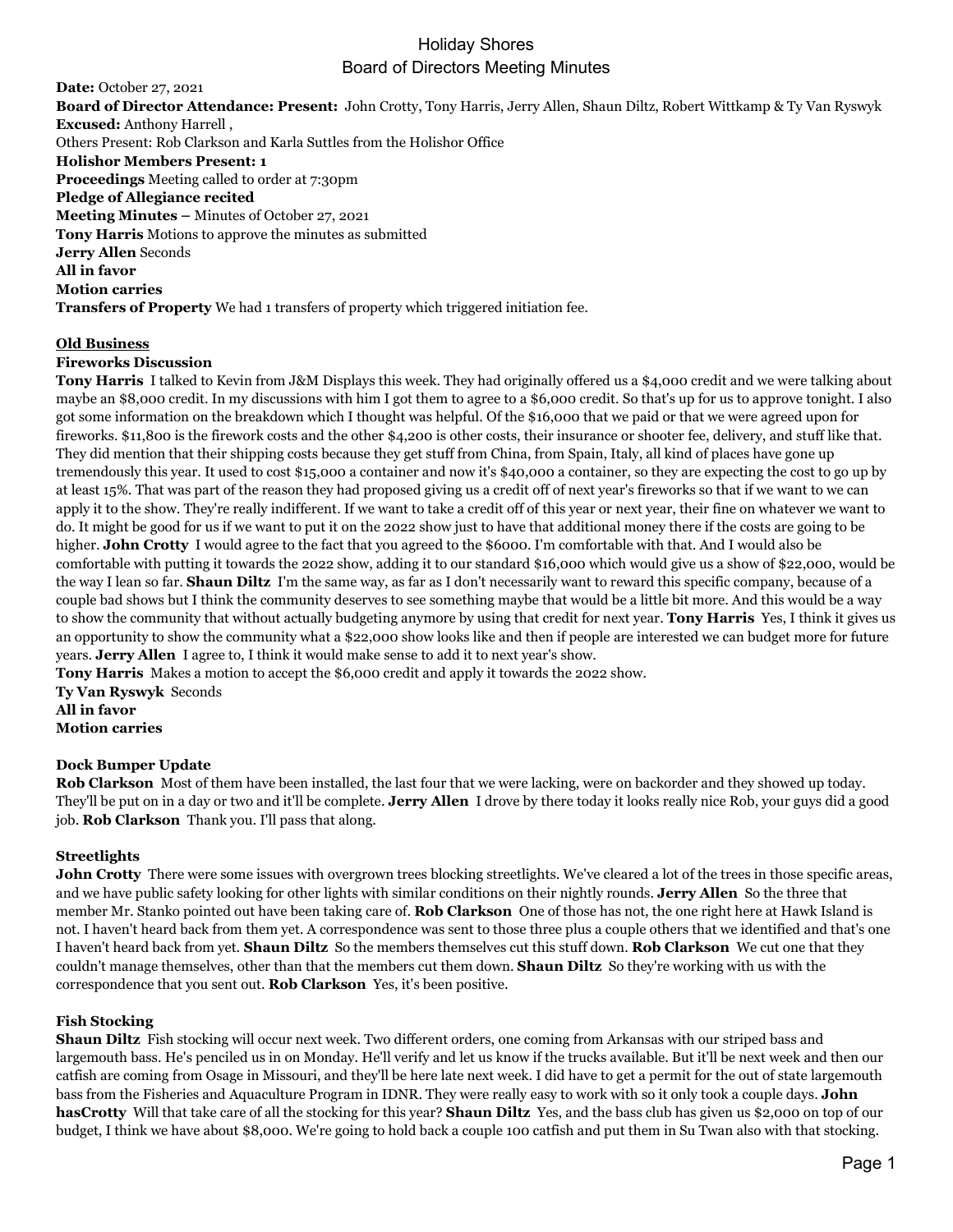# Holiday Shores
## Board of Directors Meeting Minutes

**Date:** October 27, 2021
**Board of Director Attendance: Present:** John Crotty, Tony Harris, Jerry Allen, Shaun Diltz, Robert Wittkamp & Ty Van Ryswyk
**Excused:** Anthony Harrell ,
Others Present: Rob Clarkson and Karla Suttles from the Holishor Office
**Holishor Members Present: 1**
**Proceedings** Meeting called to order at 7:30pm
**Pledge of Allegiance recited**
**Meeting Minutes –** Minutes of October 27, 2021
**Tony Harris** Motions to approve the minutes as submitted
**Jerry Allen** Seconds
**All in favor**
**Motion carries**
**Transfers of Property** We had 1 transfers of property which triggered initiation fee.

### Old Business

**Fireworks Discussion**

**Tony Harris** I talked to Kevin from J&M Displays this week. They had originally offered us a $4,000 credit and we were talking about maybe an $8,000 credit. In my discussions with him I got them to agree to a $6,000 credit. So that's up for us to approve tonight. I also got some information on the breakdown which I thought was helpful. Of the $16,000 that we paid or that we were agreed upon for fireworks. $11,800 is the firework costs and the other $4,200 is other costs, their insurance or shooter fee, delivery, and stuff like that. They did mention that their shipping costs because they get stuff from China, from Spain, Italy, all kind of places have gone up tremendously this year. It used to cost $15,000 a container and now it's $40,000 a container, so they are expecting the cost to go up by at least 15%. That was part of the reason they had proposed giving us a credit off of next year's fireworks so that if we want to we can apply it to the show. They're really indifferent. If we want to take a credit off of this year or next year, their fine on whatever we want to do. It might be good for us if we want to put it on the 2022 show just to have that additional money there if the costs are going to be higher. **John Crotty** I would agree to the fact that you agreed to the $6000. I'm comfortable with that. And I would also be comfortable with putting it towards the 2022 show, adding it to our standard $16,000 which would give us a show of $22,000, would be the way I lean so far. **Shaun Diltz** I'm the same way, as far as I don't necessarily want to reward this specific company, because of a couple bad shows but I think the community deserves to see something maybe that would be a little bit more. And this would be a way to show the community that without actually budgeting anymore by using that credit for next year. **Tony Harris** Yes, I think it gives us an opportunity to show the community what a $22,000 show looks like and then if people are interested we can budget more for future years. **Jerry Allen** I agree to, I think it would make sense to add it to next year's show.
**Tony Harris** Makes a motion to accept the $6,000 credit and apply it towards the 2022 show.
**Ty Van Ryswyk** Seconds
**All in favor**
**Motion carries**

**Dock Bumper Update**

**Rob Clarkson** Most of them have been installed, the last four that we were lacking, were on backorder and they showed up today. They'll be put on in a day or two and it'll be complete. **Jerry Allen** I drove by there today it looks really nice Rob, your guys did a good job. **Rob Clarkson** Thank you. I'll pass that along.

**Streetlights**

**John Crotty** There were some issues with overgrown trees blocking streetlights. We've cleared a lot of the trees in those specific areas, and we have public safety looking for other lights with similar conditions on their nightly rounds. **Jerry Allen** So the three that member Mr. Stanko pointed out have been taking care of. **Rob Clarkson** One of those has not, the one right here at Hawk Island is not. I haven't heard back from them yet. A correspondence was sent to those three plus a couple others that we identified and that's one I haven't heard back from yet. **Shaun Diltz** So the members themselves cut this stuff down. **Rob Clarkson** We cut one that they couldn't manage themselves, other than that the members cut them down. **Shaun Diltz** So they're working with us with the correspondence that you sent out. **Rob Clarkson** Yes, it's been positive.

**Fish Stocking**

**Shaun Diltz** Fish stocking will occur next week. Two different orders, one coming from Arkansas with our striped bass and largemouth bass. He's penciled us in on Monday. He'll verify and let us know if the trucks available. But it'll be next week and then our catfish are coming from Osage in Missouri, and they'll be here late next week. I did have to get a permit for the out of state largemouth bass from the Fisheries and Aquaculture Program in IDNR. They were really easy to work with so it only took a couple days. **John hasCrotty** Will that take care of all the stocking for this year? **Shaun Diltz** Yes, and the bass club has given us $2,000 on top of our budget, I think we have about $8,000. We're going to hold back a couple 100 catfish and put them in Su Twan also with that stocking.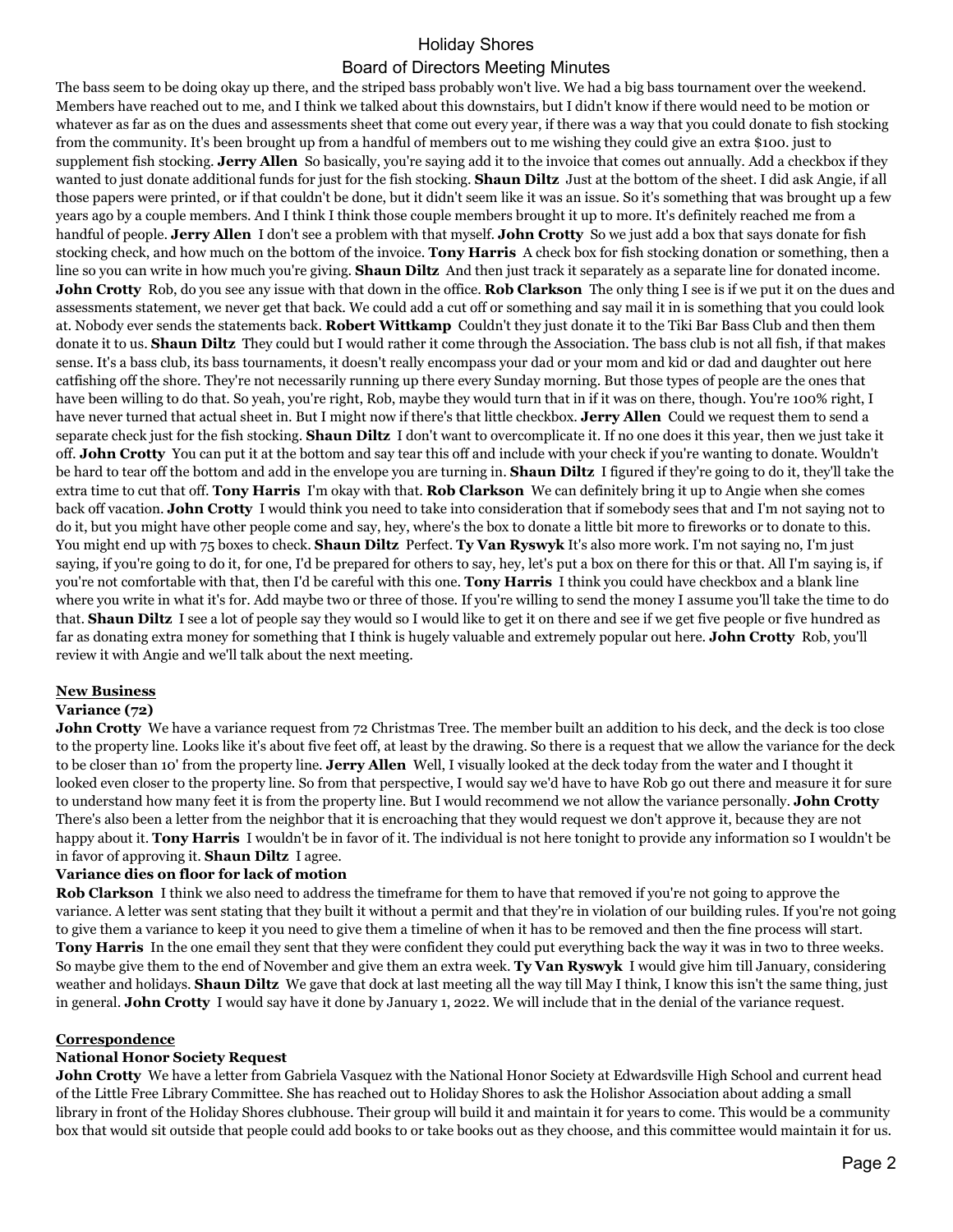The bass seem to be doing okay up there, and the striped bass probably won't live. We had a big bass tournament over the weekend. Members have reached out to me, and I think we talked about this downstairs, but I didn't know if there would need to be motion or whatever as far as on the dues and assessments sheet that come out every year, if there was a way that you could donate to fish stocking from the community. It's been brought up from a handful of members out to me wishing they could give an extra $100. just to supplement fish stocking. **Jerry Allen** So basically, you're saying add it to the invoice that comes out annually. Add a checkbox if they wanted to just donate additional funds for just for the fish stocking. **Shaun Diltz** Just at the bottom of the sheet. I did ask Angie, if all those papers were printed, or if that couldn't be done, but it didn't seem like it was an issue. So it's something that was brought up a few years ago by a couple members. And I think I think those couple members brought it up to more. It's definitely reached me from a handful of people. **Jerry Allen** I don't see a problem with that myself. **John Crotty** So we just add a box that says donate for fish stocking check, and how much on the bottom of the invoice. **Tony Harris** A check box for fish stocking donation or something, then a line so you can write in how much you're giving. **Shaun Diltz** And then just track it separately as a separate line for donated income. **John Crotty** Rob, do you see any issue with that down in the office. **Rob Clarkson** The only thing I see is if we put it on the dues and assessments statement, we never get that back. We could add a cut off or something and say mail it in is something that you could look at. Nobody ever sends the statements back. **Robert Wittkamp** Couldn't they just donate it to the Tiki Bar Bass Club and then them donate it to us. **Shaun Diltz** They could but I would rather it come through the Association. The bass club is not all fish, if that makes sense. It's a bass club, its bass tournaments, it doesn't really encompass your dad or your mom and kid or dad and daughter out here catfishing off the shore. They're not necessarily running up there every Sunday morning. But those types of people are the ones that have been willing to do that. So yeah, you're right, Rob, maybe they would turn that in if it was on there, though. You're 100% right, I have never turned that actual sheet in. But I might now if there's that little checkbox. **Jerry Allen** Could we request them to send a separate check just for the fish stocking. **Shaun Diltz** I don't want to overcomplicate it. If no one does it this year, then we just take it off. **John Crotty** You can put it at the bottom and say tear this off and include with your check if you're wanting to donate. Wouldn't be hard to tear off the bottom and add in the envelope you are turning in. **Shaun Diltz** I figured if they're going to do it, they'll take the extra time to cut that off. **Tony Harris** I'm okay with that. **Rob Clarkson** We can definitely bring it up to Angie when she comes back off vacation. **John Crotty** I would think you need to take into consideration that if somebody sees that and I'm not saying not to do it, but you might have other people come and say, hey, where's the box to donate a little bit more to fireworks or to donate to this. You might end up with 75 boxes to check. **Shaun Diltz** Perfect. **Ty Van Ryswyk** It's also more work. I'm not saying no, I'm just saying, if you're going to do it, for one, I'd be prepared for others to say, hey, let's put a box on there for this or that. All I'm saying is, if you're not comfortable with that, then I'd be careful with this one. **Tony Harris** I think you could have checkbox and a blank line where you write in what it's for. Add maybe two or three of those. If you're willing to send the money I assume you'll take the time to do that. **Shaun Diltz** I see a lot of people say they would so I would like to get it on there and see if we get five people or five hundred as far as donating extra money for something that I think is hugely valuable and extremely popular out here. **John Crotty** Rob, you'll review it with Angie and we'll talk about the next meeting.

## New Business

### Variance (72)

**John Crotty** We have a variance request from 72 Christmas Tree. The member built an addition to his deck, and the deck is too close to the property line. Looks like it's about five feet off, at least by the drawing. So there is a request that we allow the variance for the deck to be closer than 10' from the property line. **Jerry Allen** Well, I visually looked at the deck today from the water and I thought it looked even closer to the property line. So from that perspective, I would say we'd have to have Rob go out there and measure it for sure to understand how many feet it is from the property line. But I would recommend we not allow the variance personally. **John Crotty** There's also been a letter from the neighbor that it is encroaching that they would request we don't approve it, because they are not happy about it. **Tony Harris** I wouldn't be in favor of it. The individual is not here tonight to provide any information so I wouldn't be in favor of approving it. **Shaun Diltz** I agree.

**Variance dies on floor for lack of motion**

**Rob Clarkson** I think we also need to address the timeframe for them to have that removed if you're not going to approve the variance. A letter was sent stating that they built it without a permit and that they're in violation of our building rules. If you're not going to give them a variance to keep it you need to give them a timeline of when it has to be removed and then the fine process will start. **Tony Harris** In the one email they sent that they were confident they could put everything back the way it was in two to three weeks. So maybe give them to the end of November and give them an extra week. **Ty Van Ryswyk** I would give him till January, considering weather and holidays. **Shaun Diltz** We gave that dock at last meeting all the way till May I think, I know this isn't the same thing, just in general. **John Crotty** I would say have it done by January 1, 2022. We will include that in the denial of the variance request.

## Correspondence

### National Honor Society Request

**John Crotty** We have a letter from Gabriela Vasquez with the National Honor Society at Edwardsville High School and current head of the Little Free Library Committee. She has reached out to Holiday Shores to ask the Holishor Association about adding a small library in front of the Holiday Shores clubhouse. Their group will build it and maintain it for years to come. This would be a community box that would sit outside that people could add books to or take books out as they choose, and this committee would maintain it for us.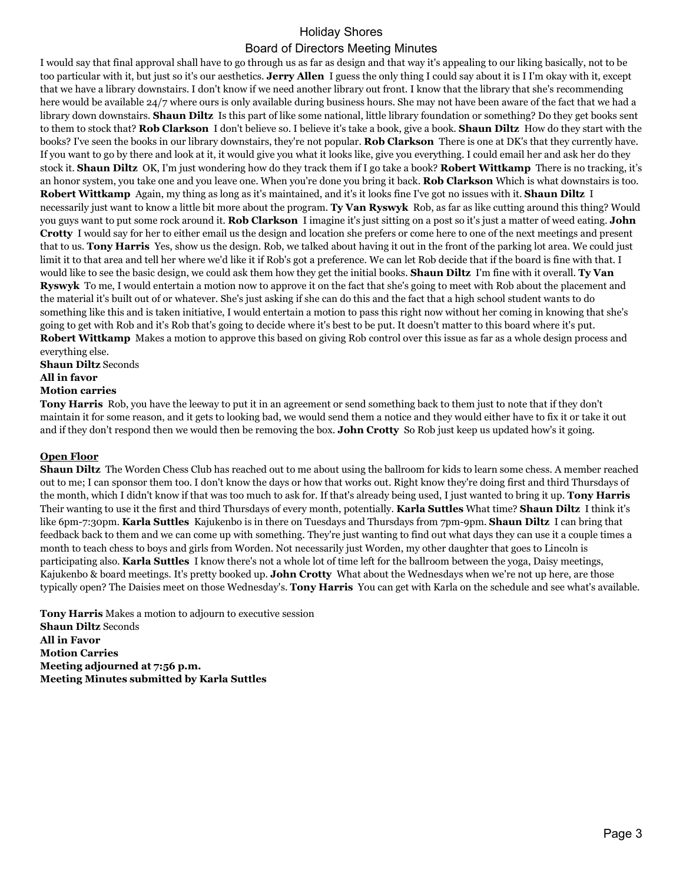I would say that final approval shall have to go through us as far as design and that way it's appealing to our liking basically, not to be too particular with it, but just so it's our aesthetics. **Jerry Allen** I guess the only thing I could say about it is I I'm okay with it, except that we have a library downstairs. I don't know if we need another library out front. I know that the library that she's recommending here would be available 24/7 where ours is only available during business hours. She may not have been aware of the fact that we had a library down downstairs. **Shaun Diltz** Is this part of like some national, little library foundation or something? Do they get books sent to them to stock that? **Rob Clarkson** I don't believe so. I believe it's take a book, give a book. **Shaun Diltz** How do they start with the books? I've seen the books in our library downstairs, they're not popular. **Rob Clarkson** There is one at DK's that they currently have. If you want to go by there and look at it, it would give you what it looks like, give you everything. I could email her and ask her do they stock it. **Shaun Diltz** OK, I'm just wondering how do they track them if I go take a book? **Robert Wittkamp** There is no tracking, it's an honor system, you take one and you leave one. When you're done you bring it back. **Rob Clarkson** Which is what downstairs is too. **Robert Wittkamp** Again, my thing as long as it's maintained, and it's it looks fine I've got no issues with it. **Shaun Diltz** I necessarily just want to know a little bit more about the program. **Ty Van Ryswyk** Rob, as far as like cutting around this thing? Would you guys want to put some rock around it. **Rob Clarkson** I imagine it's just sitting on a post so it's just a matter of weed eating. **John Crotty** I would say for her to either email us the design and location she prefers or come here to one of the next meetings and present that to us. **Tony Harris** Yes, show us the design. Rob, we talked about having it out in the front of the parking lot area. We could just limit it to that area and tell her where we'd like it if Rob's got a preference. We can let Rob decide that if the board is fine with that. I would like to see the basic design, we could ask them how they get the initial books. **Shaun Diltz** I'm fine with it overall. **Ty Van Ryswyk** To me, I would entertain a motion now to approve it on the fact that she's going to meet with Rob about the placement and the material it's built out of or whatever. She's just asking if she can do this and the fact that a high school student wants to do something like this and is taken initiative, I would entertain a motion to pass this right now without her coming in knowing that she's going to get with Rob and it's Rob that's going to decide where it's best to be put. It doesn't matter to this board where it's put.
**Robert Wittkamp** Makes a motion to approve this based on giving Rob control over this issue as far as a whole design process and everything else.
**Shaun Diltz** Seconds
**All in favor**
**Motion carries**
**Tony Harris** Rob, you have the leeway to put it in an agreement or send something back to them just to note that if they don't maintain it for some reason, and it gets to looking bad, we would send them a notice and they would either have to fix it or take it out and if they don't respond then we would then be removing the box. **John Crotty** So Rob just keep us updated how's it going.

**Open Floor**

**Shaun Diltz** The Worden Chess Club has reached out to me about using the ballroom for kids to learn some chess. A member reached out to me; I can sponsor them too. I don't know the days or how that works out. Right know they're doing first and third Thursdays of the month, which I didn't know if that was too much to ask for. If that's already being used, I just wanted to bring it up. **Tony Harris** Their wanting to use it the first and third Thursdays of every month, potentially. **Karla Suttles** What time? **Shaun Diltz** I think it's like 6pm-7:30pm. **Karla Suttles** Kajukenbo is in there on Tuesdays and Thursdays from 7pm-9pm. **Shaun Diltz** I can bring that feedback back to them and we can come up with something. They're just wanting to find out what days they can use it a couple times a month to teach chess to boys and girls from Worden. Not necessarily just Worden, my other daughter that goes to Lincoln is participating also. **Karla Suttles** I know there's not a whole lot of time left for the ballroom between the yoga, Daisy meetings, Kajukenbo & board meetings. It's pretty booked up. **John Crotty** What about the Wednesdays when we're not up here, are those typically open? The Daisies meet on those Wednesday's. **Tony Harris** You can get with Karla on the schedule and see what's available.

**Tony Harris** Makes a motion to adjourn to executive session
**Shaun Diltz** Seconds
**All in Favor**
**Motion Carries**
**Meeting adjourned at 7:56 p.m.**
**Meeting Minutes submitted by Karla Suttles**